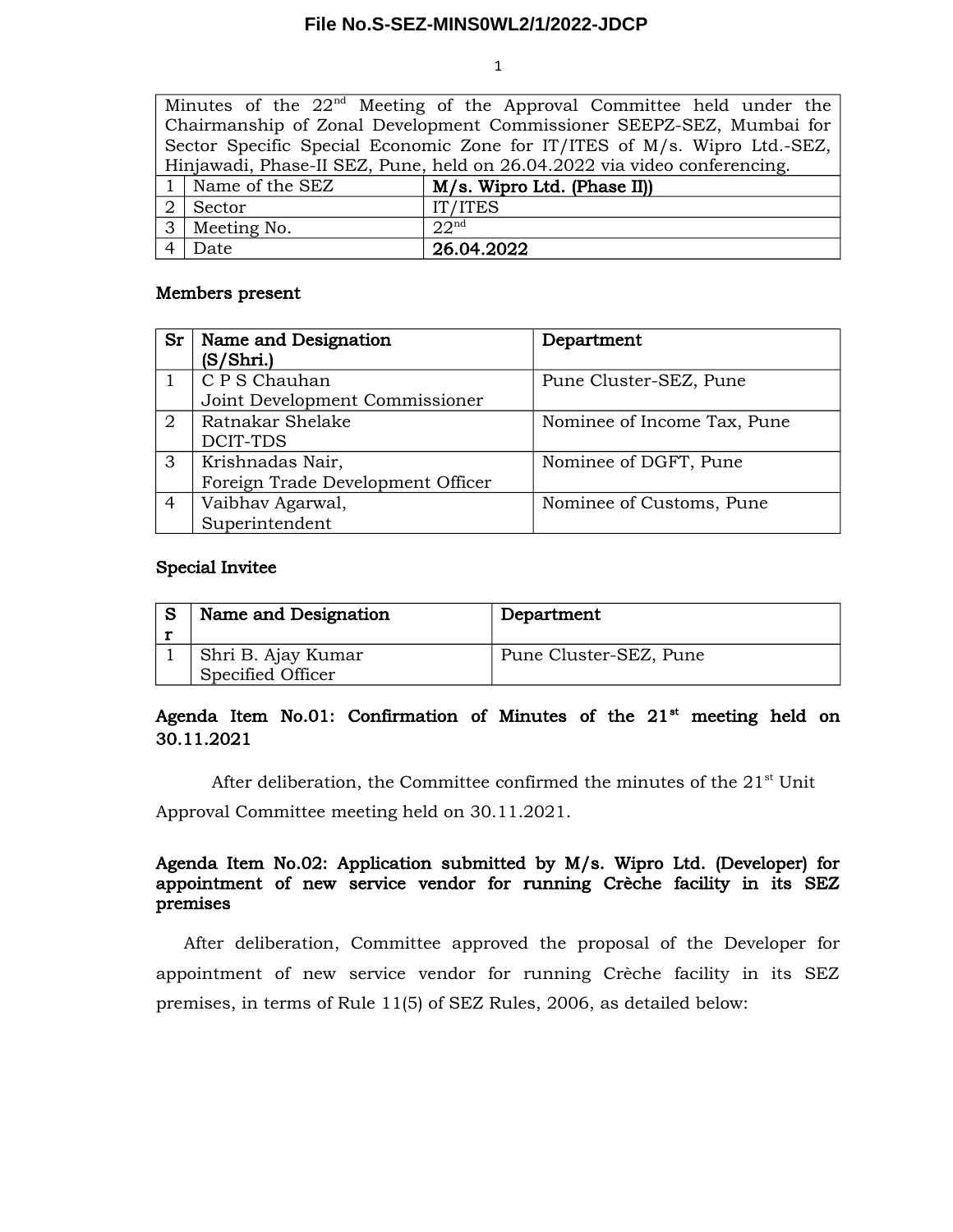**File No.S-SEZ-MINS0WL2/1/2022-JDCP**

| Minutes of the 22nd Meeting of the Approval Committee held under the Chairmanship of Zonal Development Commissioner SEEPZ-SEZ, Mumbai for Sector Specific Special Economic Zone for IT/ITES of M/s. Wipro Ltd.-SEZ, Hinjawadi, Phase-II SEZ, Pune, held on 26.04.2022 via video conferencing. | | |
|---|---|---|
| 1 | Name of the SEZ | **M/s. Wipro Ltd. (Phase II))** |
| 2 | Sector | IT/ITES |
| 3 | Meeting No. | 22nd |
| 4 | Date | **26.04.2022** |

**Members present**

| **Sr** | **Name and Designation (S/Shri.)** | **Department** |
|---|---|---|
| 1 | C P S Chauhan<br>Joint Development Commissioner | Pune Cluster-SEZ, Pune |
| 2 | Ratnakar Shelake<br>DCIT-TDS | Nominee of Income Tax, Pune |
| 3 | Krishnadas Nair,<br>Foreign Trade Development Officer | Nominee of DGFT, Pune |
| 4 | Vaibhav Agarwal,<br>Superintendent | Nominee of Customs, Pune |

**Special Invitee**

| **Sr** | **Name and Designation** | **Department** |
|---|---|---|
| 1 | Shri B. Ajay Kumar<br>Specified Officer | Pune Cluster-SEZ, Pune |

**Agenda Item No.01: Confirmation of Minutes of the 21st meeting held on 30.11.2021**

After deliberation, the Committee confirmed the minutes of the 21st Unit Approval Committee meeting held on 30.11.2021.

**Agenda Item No.02: Application submitted by M/s. Wipro Ltd. (Developer) for appointment of new service vendor for running Crèche facility in its SEZ premises**

After deliberation, Committee approved the proposal of the Developer for appointment of new service vendor for running Crèche facility in its SEZ premises, in terms of Rule 11(5) of SEZ Rules, 2006, as detailed below: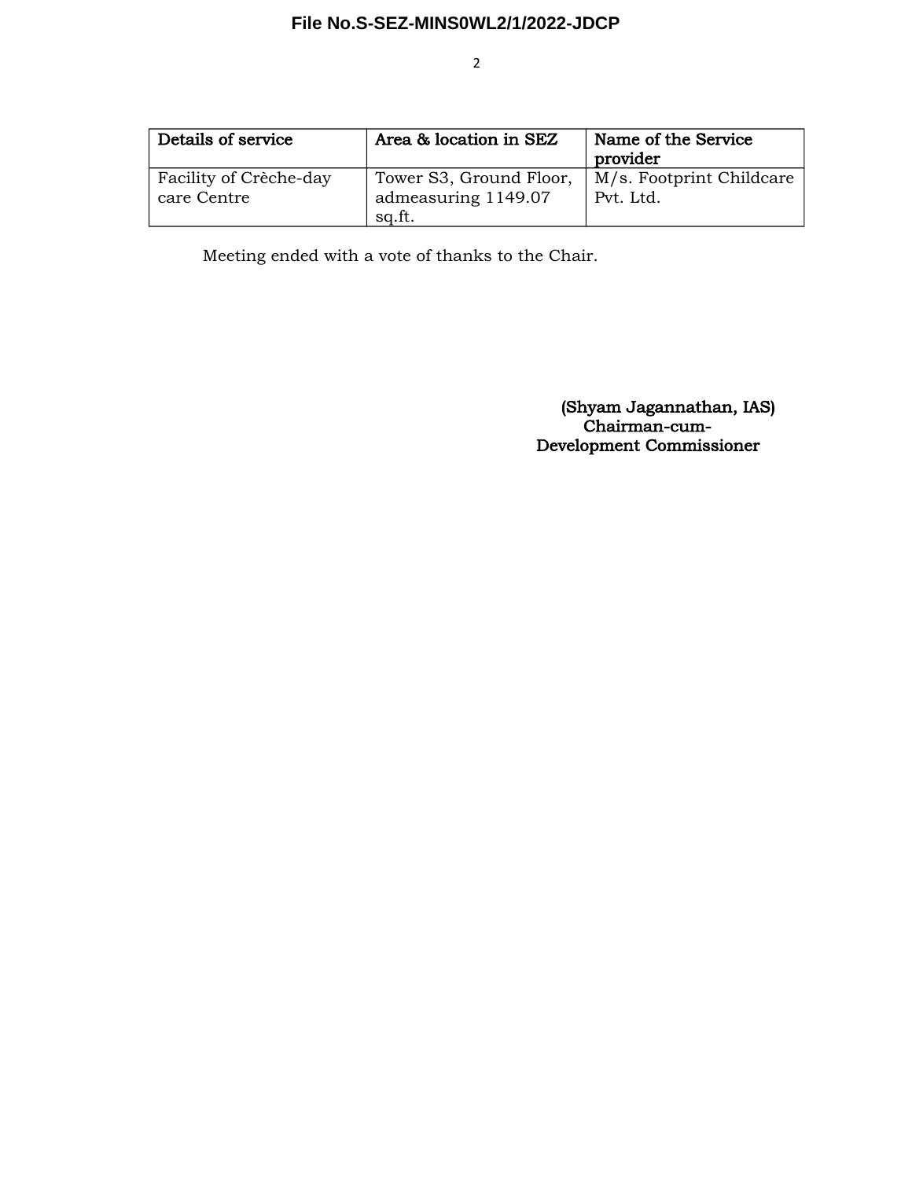| Details of service | Area & location in SEZ | Name of the Service provider |
| --- | --- | --- |
| Facility of Crèche-day care Centre | Tower S3, Ground Floor, admeasuring 1149.07 sq.ft. | M/s. Footprint Childcare Pvt. Ltd. |

Meeting ended with a vote of thanks to the Chair.

**(Shyam Jagannathan, IAS)**
**Chairman-cum-**
**Development Commissioner**